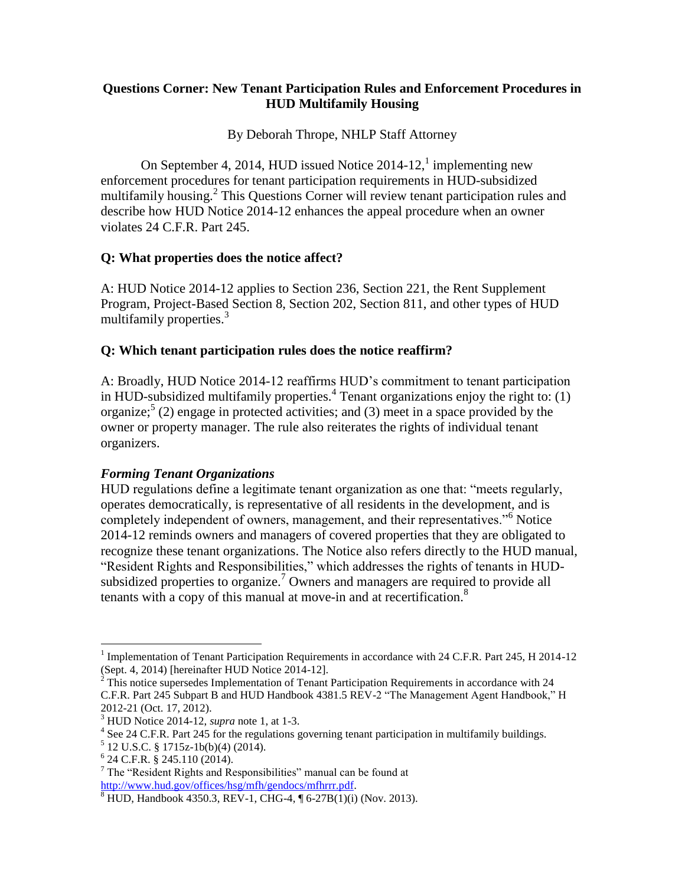# Questions Corner: New Tenant Participation Rules and Enforcement Procedures in HUD Multifamily Housing

By Deborah Thrope, NHLP Staff Attorney

On September 4, 2014, HUD issued Notice 2014-12,[1] implementing new enforcement procedures for tenant participation requirements in HUD-subsidized multifamily housing.[2] This Questions Corner will review tenant participation rules and describe how HUD Notice 2014-12 enhances the appeal procedure when an owner violates 24 C.F.R. Part 245.

### Q: What properties does the notice affect?

A: HUD Notice 2014-12 applies to Section 236, Section 221, the Rent Supplement Program, Project-Based Section 8, Section 202, Section 811, and other types of HUD multifamily properties.[3]

### Q: Which tenant participation rules does the notice reaffirm?

A: Broadly, HUD Notice 2014-12 reaffirms HUD's commitment to tenant participation in HUD-subsidized multifamily properties.[4] Tenant organizations enjoy the right to: (1) organize;[5] (2) engage in protected activities; and (3) meet in a space provided by the owner or property manager. The rule also reiterates the rights of individual tenant organizers.

#### *Forming Tenant Organizations*

HUD regulations define a legitimate tenant organization as one that: "meets regularly, operates democratically, is representative of all residents in the development, and is completely independent of owners, management, and their representatives."[6] Notice 2014-12 reminds owners and managers of covered properties that they are obligated to recognize these tenant organizations. The Notice also refers directly to the HUD manual, "Resident Rights and Responsibilities," which addresses the rights of tenants in HUD-subsidized properties to organize.[7] Owners and managers are required to provide all tenants with a copy of this manual at move-in and at recertification.[8]

---

[1] Implementation of Tenant Participation Requirements in accordance with 24 C.F.R. Part 245, H 2014-12 (Sept. 4, 2014) [hereinafter HUD Notice 2014-12].

[2] This notice supersedes Implementation of Tenant Participation Requirements in accordance with 24 C.F.R. Part 245 Subpart B and HUD Handbook 4381.5 REV-2 "The Management Agent Handbook," H 2012-21 (Oct. 17, 2012).

[3] HUD Notice 2014-12, *supra* note 1, at 1-3.

[4] See 24 C.F.R. Part 245 for the regulations governing tenant participation in multifamily buildings.

[5] 12 U.S.C. § 1715z-1b(b)(4) (2014).

[6] 24 C.F.R. § 245.110 (2014).

[7] The "Resident Rights and Responsibilities" manual can be found at http://www.hud.gov/offices/hsg/mfh/gendocs/mfhrrr.pdf.

[8] HUD, Handbook 4350.3, REV-1, CHG-4, ¶ 6-27B(1)(i) (Nov. 2013).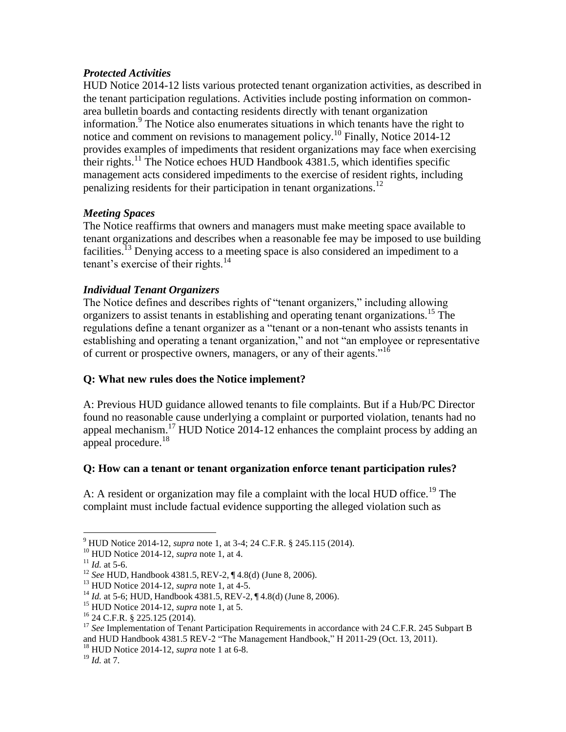### *Protected Activities*

HUD Notice 2014-12 lists various protected tenant organization activities, as described in the tenant participation regulations. Activities include posting information on common-area bulletin boards and contacting residents directly with tenant organization information.[9] The Notice also enumerates situations in which tenants have the right to notice and comment on revisions to management policy.[10] Finally, Notice 2014-12 provides examples of impediments that resident organizations may face when exercising their rights.[11] The Notice echoes HUD Handbook 4381.5, which identifies specific management acts considered impediments to the exercise of resident rights, including penalizing residents for their participation in tenant organizations.[12]

### *Meeting Spaces*

The Notice reaffirms that owners and managers must make meeting space available to tenant organizations and describes when a reasonable fee may be imposed to use building facilities.[13] Denying access to a meeting space is also considered an impediment to a tenant's exercise of their rights.[14]

### *Individual Tenant Organizers*

The Notice defines and describes rights of "tenant organizers," including allowing organizers to assist tenants in establishing and operating tenant organizations.[15] The regulations define a tenant organizer as a "tenant or a non-tenant who assists tenants in establishing and operating a tenant organization," and not "an employee or representative of current or prospective owners, managers, or any of their agents."[16]

**Q: What new rules does the Notice implement?**

A: Previous HUD guidance allowed tenants to file complaints. But if a Hub/PC Director found no reasonable cause underlying a complaint or purported violation, tenants had no appeal mechanism.[17] HUD Notice 2014-12 enhances the complaint process by adding an appeal procedure.[18]

**Q: How can a tenant or tenant organization enforce tenant participation rules?**

A: A resident or organization may file a complaint with the local HUD office.[19] The complaint must include factual evidence supporting the alleged violation such as

---

[9] HUD Notice 2014-12, *supra* note 1, at 3-4; 24 C.F.R. § 245.115 (2014).
[10] HUD Notice 2014-12, *supra* note 1, at 4.
[11] *Id.* at 5-6.
[12] *See* HUD, Handbook 4381.5, REV-2, ¶ 4.8(d) (June 8, 2006).
[13] HUD Notice 2014-12, *supra* note 1, at 4-5.
[14] *Id.* at 5-6; HUD, Handbook 4381.5, REV-2, ¶ 4.8(d) (June 8, 2006).
[15] HUD Notice 2014-12, *supra* note 1, at 5.
[16] 24 C.F.R. § 225.125 (2014).
[17] *See* Implementation of Tenant Participation Requirements in accordance with 24 C.F.R. 245 Subpart B and HUD Handbook 4381.5 REV-2 "The Management Handbook," H 2011-29 (Oct. 13, 2011).
[18] HUD Notice 2014-12, *supra* note 1 at 6-8.
[19] *Id.* at 7.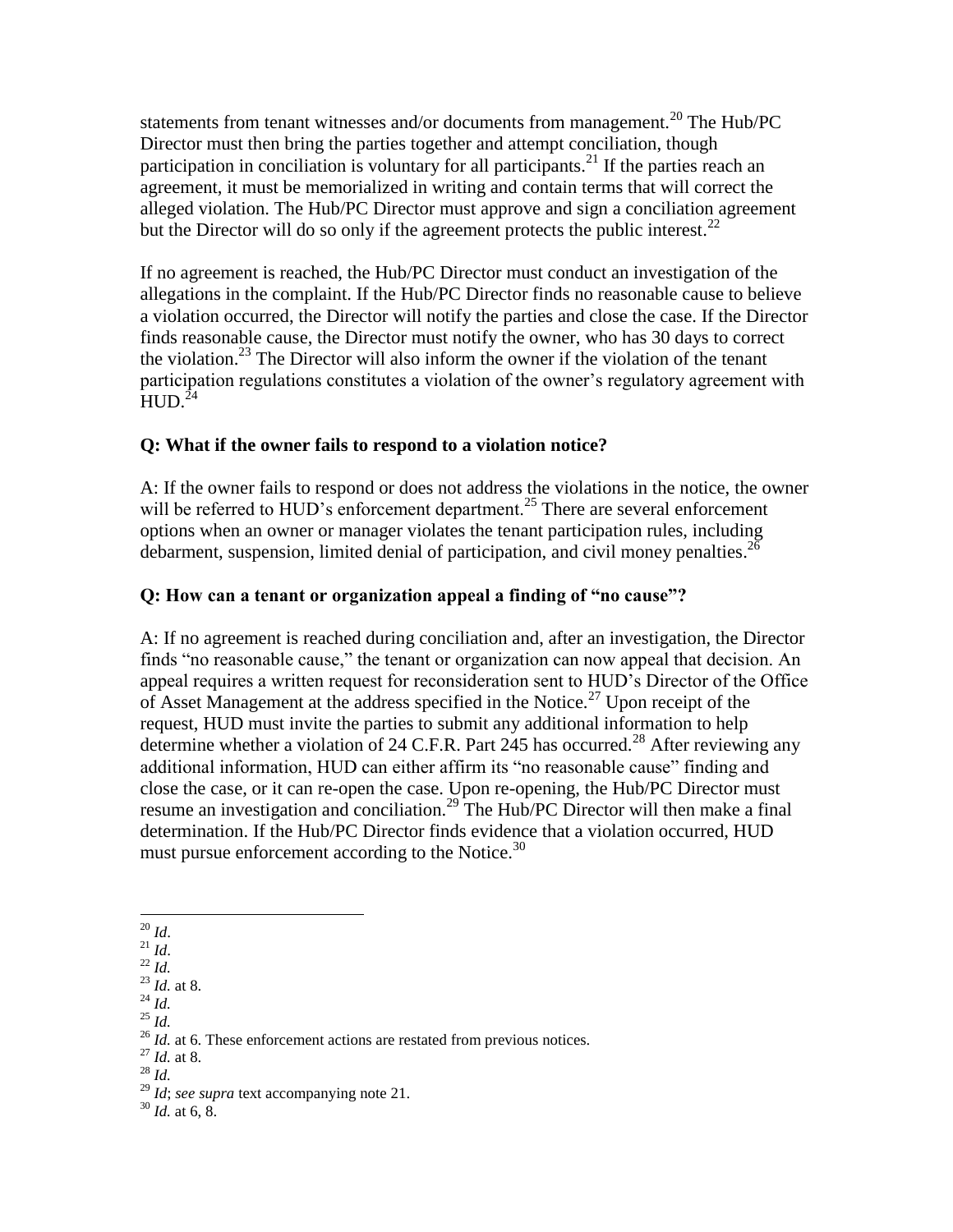statements from tenant witnesses and/or documents from management.[20] The Hub/PC Director must then bring the parties together and attempt conciliation, though participation in conciliation is voluntary for all participants.[21] If the parties reach an agreement, it must be memorialized in writing and contain terms that will correct the alleged violation. The Hub/PC Director must approve and sign a conciliation agreement but the Director will do so only if the agreement protects the public interest.[22]

If no agreement is reached, the Hub/PC Director must conduct an investigation of the allegations in the complaint. If the Hub/PC Director finds no reasonable cause to believe a violation occurred, the Director will notify the parties and close the case. If the Director finds reasonable cause, the Director must notify the owner, who has 30 days to correct the violation.[23] The Director will also inform the owner if the violation of the tenant participation regulations constitutes a violation of the owner's regulatory agreement with HUD.[24]

**Q: What if the owner fails to respond to a violation notice?**

A: If the owner fails to respond or does not address the violations in the notice, the owner will be referred to HUD's enforcement department.[25] There are several enforcement options when an owner or manager violates the tenant participation rules, including debarment, suspension, limited denial of participation, and civil money penalties.[26]

**Q: How can a tenant or organization appeal a finding of "no cause"?**

A: If no agreement is reached during conciliation and, after an investigation, the Director finds "no reasonable cause," the tenant or organization can now appeal that decision. An appeal requires a written request for reconsideration sent to HUD's Director of the Office of Asset Management at the address specified in the Notice.[27] Upon receipt of the request, HUD must invite the parties to submit any additional information to help determine whether a violation of 24 C.F.R. Part 245 has occurred.[28] After reviewing any additional information, HUD can either affirm its "no reasonable cause" finding and close the case, or it can re-open the case. Upon re-opening, the Hub/PC Director must resume an investigation and conciliation.[29] The Hub/PC Director will then make a final determination. If the Hub/PC Director finds evidence that a violation occurred, HUD must pursue enforcement according to the Notice.[30]

---

[20] *Id*.

[21] *Id*.

[22] *Id.*

[23] *Id.* at 8.

[24] *Id.*

[25] *Id.*

[26] *Id.* at 6. These enforcement actions are restated from previous notices.

[27] *Id.* at 8.

[28] *Id.*

[29] *Id*; *see supra* text accompanying note 21.

[30] *Id.* at 6, 8.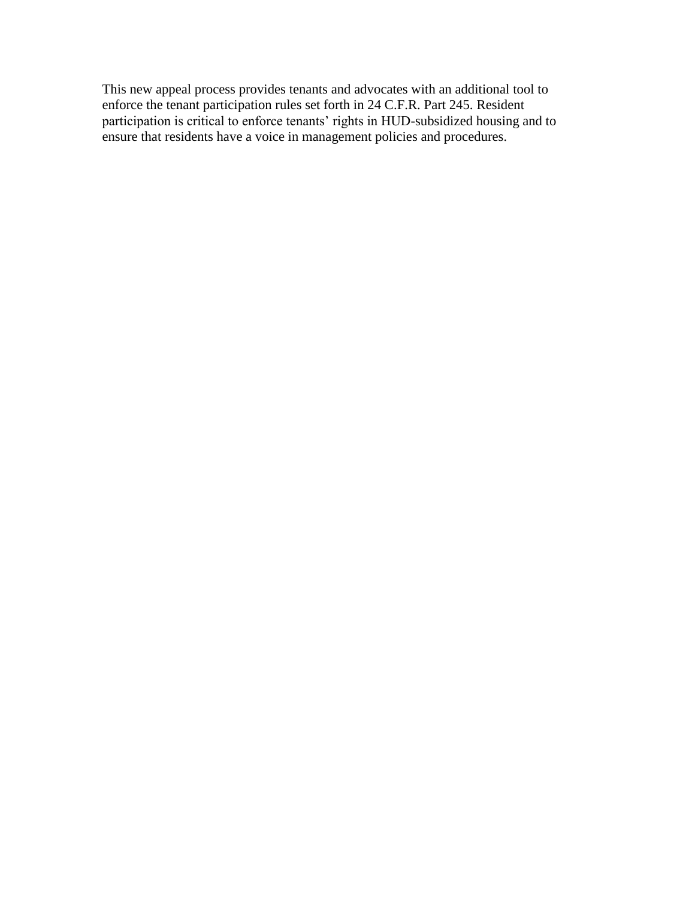This new appeal process provides tenants and advocates with an additional tool to enforce the tenant participation rules set forth in 24 C.F.R. Part 245. Resident participation is critical to enforce tenants' rights in HUD-subsidized housing and to ensure that residents have a voice in management policies and procedures.